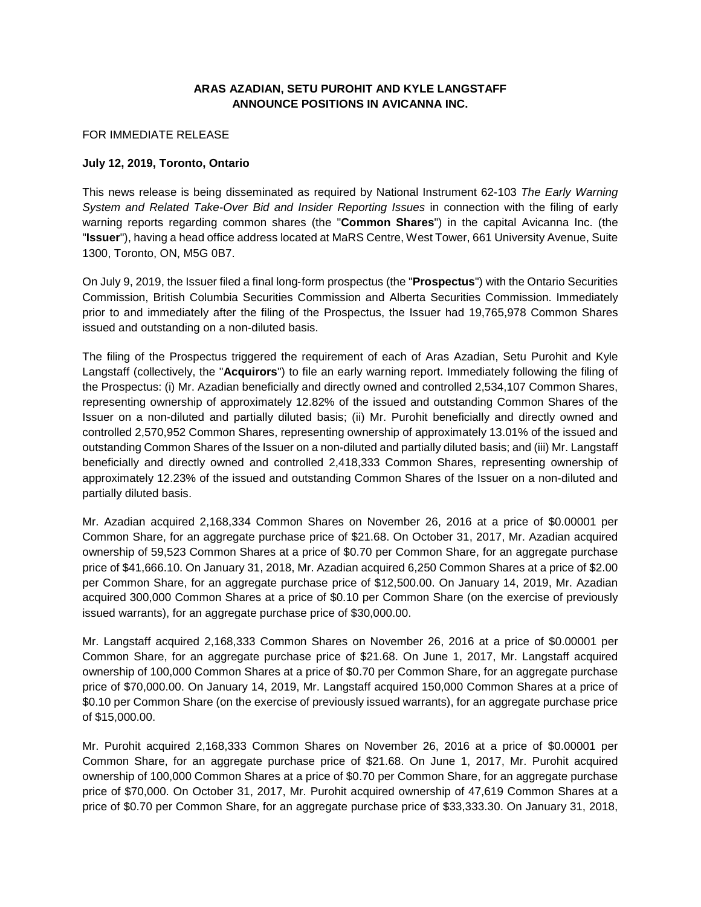**ARAS AZADIAN, SETU PUROHIT AND KYLE LANGSTAFF ANNOUNCE POSITIONS IN AVICANNA INC.**

FOR IMMEDIATE RELEASE

**July 12, 2019, Toronto, Ontario**

This news release is being disseminated as required by National Instrument 62-103 *The Early Warning System and Related Take-Over Bid and Insider Reporting Issues* in connection with the filing of early warning reports regarding common shares (the "**Common Shares**") in the capital Avicanna Inc. (the "**Issuer**"), having a head office address located at MaRS Centre, West Tower, 661 University Avenue, Suite 1300, Toronto, ON, M5G 0B7.

On July 9, 2019, the Issuer filed a final long-form prospectus (the "**Prospectus**") with the Ontario Securities Commission, British Columbia Securities Commission and Alberta Securities Commission. Immediately prior to and immediately after the filing of the Prospectus, the Issuer had 19,765,978 Common Shares issued and outstanding on a non-diluted basis.

The filing of the Prospectus triggered the requirement of each of Aras Azadian, Setu Purohit and Kyle Langstaff (collectively, the "**Acquirors**") to file an early warning report. Immediately following the filing of the Prospectus: (i) Mr. Azadian beneficially and directly owned and controlled 2,534,107 Common Shares, representing ownership of approximately 12.82% of the issued and outstanding Common Shares of the Issuer on a non-diluted and partially diluted basis; (ii) Mr. Purohit beneficially and directly owned and controlled 2,570,952 Common Shares, representing ownership of approximately 13.01% of the issued and outstanding Common Shares of the Issuer on a non-diluted and partially diluted basis; and (iii) Mr. Langstaff beneficially and directly owned and controlled 2,418,333 Common Shares, representing ownership of approximately 12.23% of the issued and outstanding Common Shares of the Issuer on a non-diluted and partially diluted basis.

Mr. Azadian acquired 2,168,334 Common Shares on November 26, 2016 at a price of $0.00001 per Common Share, for an aggregate purchase price of $21.68. On October 31, 2017, Mr. Azadian acquired ownership of 59,523 Common Shares at a price of $0.70 per Common Share, for an aggregate purchase price of $41,666.10. On January 31, 2018, Mr. Azadian acquired 6,250 Common Shares at a price of $2.00 per Common Share, for an aggregate purchase price of $12,500.00. On January 14, 2019, Mr. Azadian acquired 300,000 Common Shares at a price of $0.10 per Common Share (on the exercise of previously issued warrants), for an aggregate purchase price of $30,000.00.

Mr. Langstaff acquired 2,168,333 Common Shares on November 26, 2016 at a price of $0.00001 per Common Share, for an aggregate purchase price of $21.68. On June 1, 2017, Mr. Langstaff acquired ownership of 100,000 Common Shares at a price of $0.70 per Common Share, for an aggregate purchase price of $70,000.00. On January 14, 2019, Mr. Langstaff acquired 150,000 Common Shares at a price of $0.10 per Common Share (on the exercise of previously issued warrants), for an aggregate purchase price of $15,000.00.

Mr. Purohit acquired 2,168,333 Common Shares on November 26, 2016 at a price of $0.00001 per Common Share, for an aggregate purchase price of $21.68. On June 1, 2017, Mr. Purohit acquired ownership of 100,000 Common Shares at a price of $0.70 per Common Share, for an aggregate purchase price of $70,000. On October 31, 2017, Mr. Purohit acquired ownership of 47,619 Common Shares at a price of $0.70 per Common Share, for an aggregate purchase price of $33,333.30. On January 31, 2018,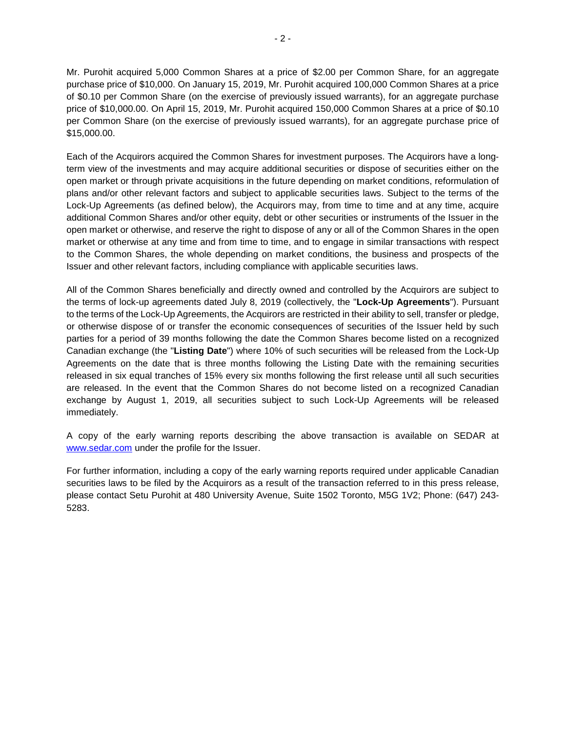Mr. Purohit acquired 5,000 Common Shares at a price of $2.00 per Common Share, for an aggregate purchase price of $10,000. On January 15, 2019, Mr. Purohit acquired 100,000 Common Shares at a price of $0.10 per Common Share (on the exercise of previously issued warrants), for an aggregate purchase price of $10,000.00. On April 15, 2019, Mr. Purohit acquired 150,000 Common Shares at a price of $0.10 per Common Share (on the exercise of previously issued warrants), for an aggregate purchase price of $15,000.00.

Each of the Acquirors acquired the Common Shares for investment purposes. The Acquirors have a long-term view of the investments and may acquire additional securities or dispose of securities either on the open market or through private acquisitions in the future depending on market conditions, reformulation of plans and/or other relevant factors and subject to applicable securities laws. Subject to the terms of the Lock-Up Agreements (as defined below), the Acquirors may, from time to time and at any time, acquire additional Common Shares and/or other equity, debt or other securities or instruments of the Issuer in the open market or otherwise, and reserve the right to dispose of any or all of the Common Shares in the open market or otherwise at any time and from time to time, and to engage in similar transactions with respect to the Common Shares, the whole depending on market conditions, the business and prospects of the Issuer and other relevant factors, including compliance with applicable securities laws.

All of the Common Shares beneficially and directly owned and controlled by the Acquirors are subject to the terms of lock-up agreements dated July 8, 2019 (collectively, the "**Lock-Up Agreements**"). Pursuant to the terms of the Lock-Up Agreements, the Acquirors are restricted in their ability to sell, transfer or pledge, or otherwise dispose of or transfer the economic consequences of securities of the Issuer held by such parties for a period of 39 months following the date the Common Shares become listed on a recognized Canadian exchange (the "**Listing Date**") where 10% of such securities will be released from the Lock-Up Agreements on the date that is three months following the Listing Date with the remaining securities released in six equal tranches of 15% every six months following the first release until all such securities are released. In the event that the Common Shares do not become listed on a recognized Canadian exchange by August 1, 2019, all securities subject to such Lock-Up Agreements will be released immediately.

A copy of the early warning reports describing the above transaction is available on SEDAR at www.sedar.com under the profile for the Issuer.

For further information, including a copy of the early warning reports required under applicable Canadian securities laws to be filed by the Acquirors as a result of the transaction referred to in this press release, please contact Setu Purohit at 480 University Avenue, Suite 1502 Toronto, M5G 1V2; Phone: (647) 243-5283.